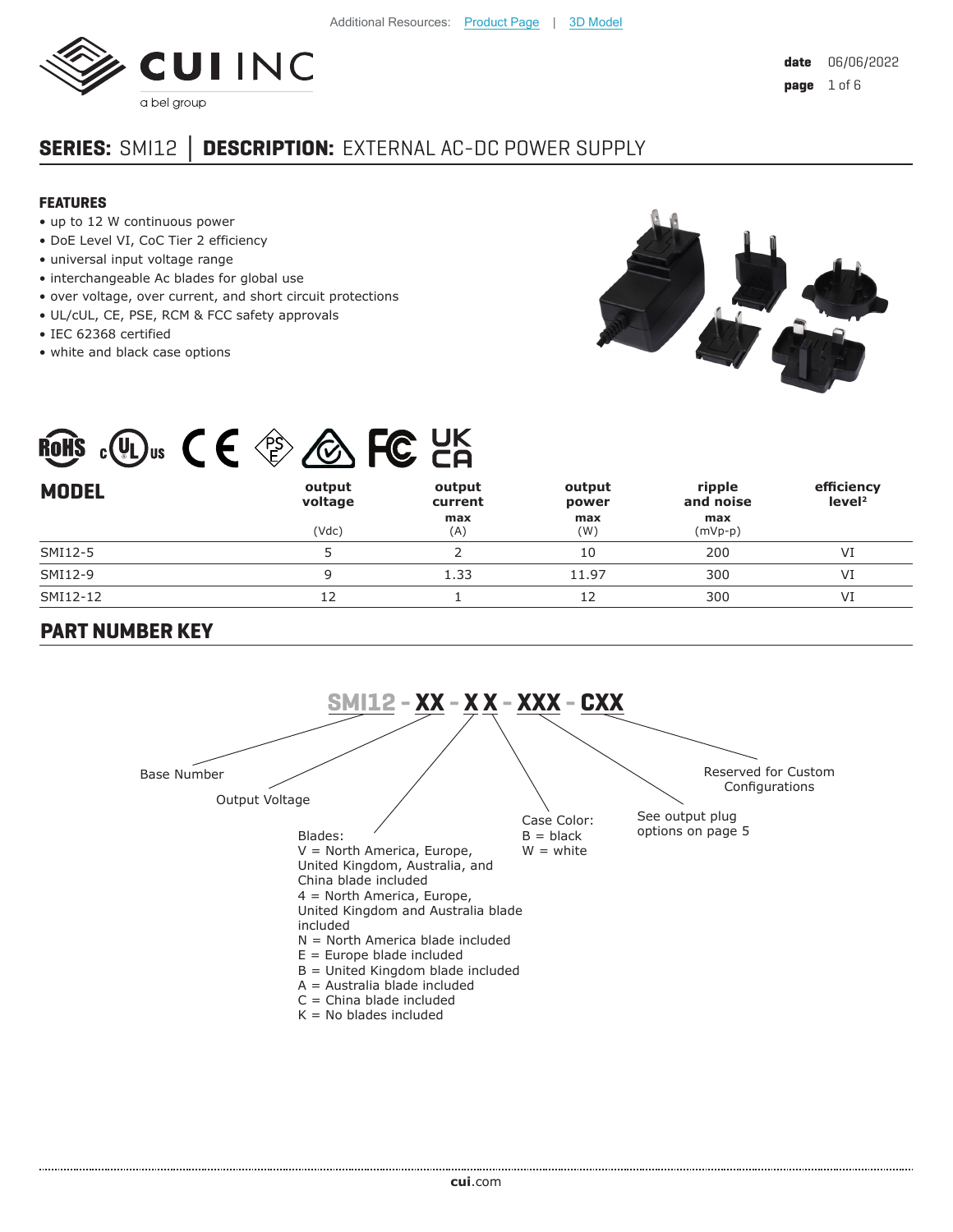Additional Resources: Product Page | 3D Model

**CUI INC**
a bel group

date 06/06/2022

# SERIES: SMI12 | DESCRIPTION: EXTERNAL AC-DC POWER SUPPLY

## FEATURES

- up to 12 W continuous power
- DoE Level VI, CoC Tier 2 efficiency
- universal input voltage range
- interchangeable Ac blades for global use
- over voltage, over current, and short circuit protections
- UL/cUL, CE, PSE, RCM & FCC safety approvals
- IEC 62368 certified
- white and black case options

| MODEL | output voltage (Vdc) | output current max (A) | output power max (W) | ripple and noise max (mVp-p) | efficiency level[2] |
|---|---|---|---|---|---|
| SMI12-5 | 5 | 2 | 10 | 200 | VI |
| SMI12-9 | 9 | 1.33 | 11.97 | 300 | VI |
| SMI12-12 | 12 | 1 | 12 | 300 | VI |

## PART NUMBER KEY

**SMI12 - XX - X X - XXX - CXX**

- SMI12: Base Number
- XX: Output Voltage
- X: Blades:
  - V = North America, Europe, United Kingdom, Australia, and China blade included
  - 4 = North America, Europe, United Kingdom and Australia blade included
  - N = North America blade included
  - E = Europe blade included
  - B = United Kingdom blade included
  - A = Australia blade included
  - C = China blade included
  - K = No blades included
- X: Case Color:
  - B = black
  - W = white
- XXX: See output plug options on page 5
- CXX: Reserved for Custom Configurations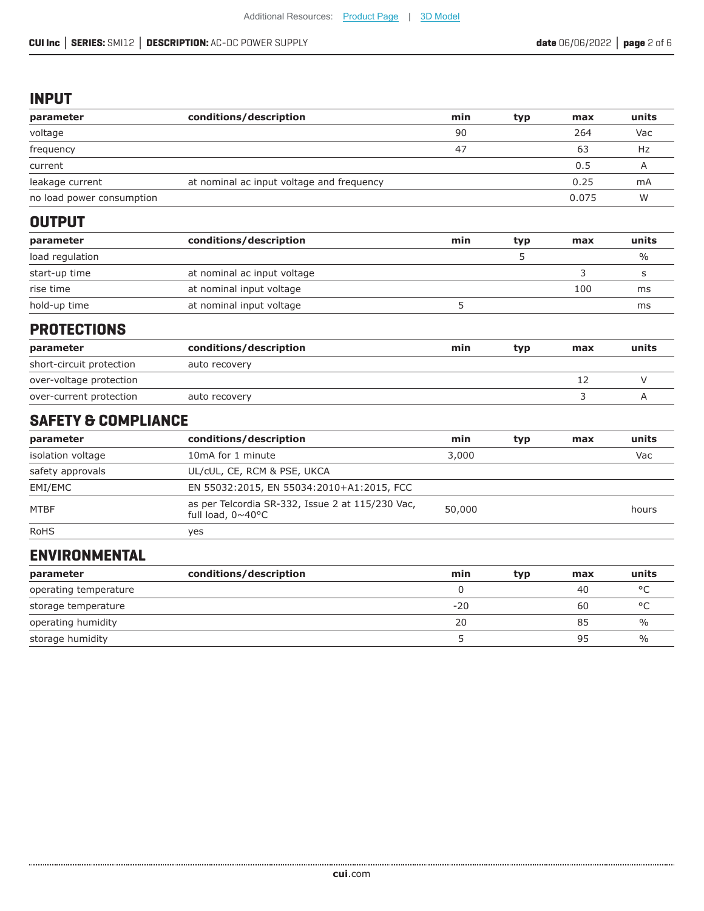## INPUT

| parameter | conditions/description | min | typ | max | units |
|---|---|---|---|---|---|
| voltage | | 90 | | 264 | Vac |
| frequency | | 47 | | 63 | Hz |
| current | | | | 0.5 | A |
| leakage current | at nominal ac input voltage and frequency | | | 0.25 | mA |
| no load power consumption | | | | 0.075 | W |

## OUTPUT

| parameter | conditions/description | min | typ | max | units |
|---|---|---|---|---|---|
| load regulation | | | 5 | | % |
| start-up time | at nominal ac input voltage | | | 3 | s |
| rise time | at nominal input voltage | | | 100 | ms |
| hold-up time | at nominal input voltage | 5 | | | ms |

## PROTECTIONS

| parameter | conditions/description | min | typ | max | units |
|---|---|---|---|---|---|
| short-circuit protection | auto recovery | | | | |
| over-voltage protection | | | | 12 | V |
| over-current protection | auto recovery | | | 3 | A |

## SAFETY & COMPLIANCE

| parameter | conditions/description | min | typ | max | units |
|---|---|---|---|---|---|
| isolation voltage | 10mA for 1 minute | 3,000 | | | Vac |
| safety approvals | UL/cUL, CE, RCM & PSE, UKCA | | | | |
| EMI/EMC | EN 55032:2015, EN 55034:2010+A1:2015, FCC | | | | |
| MTBF | as per Telcordia SR-332, Issue 2 at 115/230 Vac, full load, 0~40°C | 50,000 | | | hours |
| RoHS | yes | | | | |

## ENVIRONMENTAL

| parameter | conditions/description | min | typ | max | units |
|---|---|---|---|---|---|
| operating temperature | | 0 | | 40 | °C |
| storage temperature | | -20 | | 60 | °C |
| operating humidity | | 20 | | 85 | % |
| storage humidity | | 5 | | 95 | % |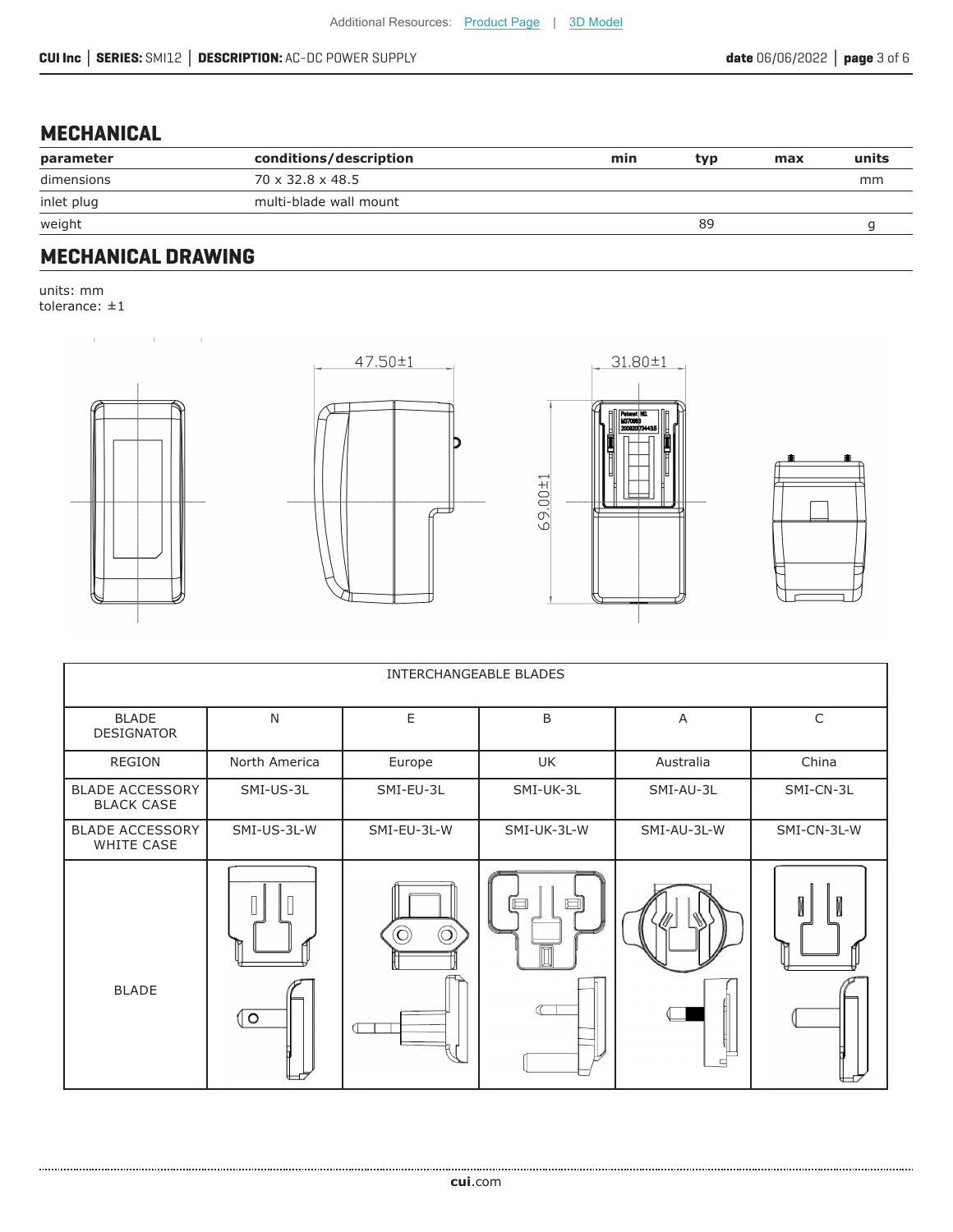## MECHANICAL

| parameter | conditions/description | min | typ | max | units |
|---|---|---|---|---|---|
| dimensions | 70 x 32.8 x 48.5 | | | | mm |
| inlet plug | multi-blade wall mount | | | | |
| weight | | | 89 | | g |

## MECHANICAL DRAWING

units: mm
tolerance: ±1

| INTERCHANGEABLE BLADES | | | | | |
|---|---|---|---|---|---|
| BLADE DESIGNATOR | N | E | B | A | C |
| REGION | North America | Europe | UK | Australia | China |
| BLADE ACCESSORY BLACK CASE | SMI-US-3L | SMI-EU-3L | SMI-UK-3L | SMI-AU-3L | SMI-CN-3L |
| BLADE ACCESSORY WHITE CASE | SMI-US-3L-W | SMI-EU-3L-W | SMI-UK-3L-W | SMI-AU-3L-W | SMI-CN-3L-W |
| BLADE | | | | | |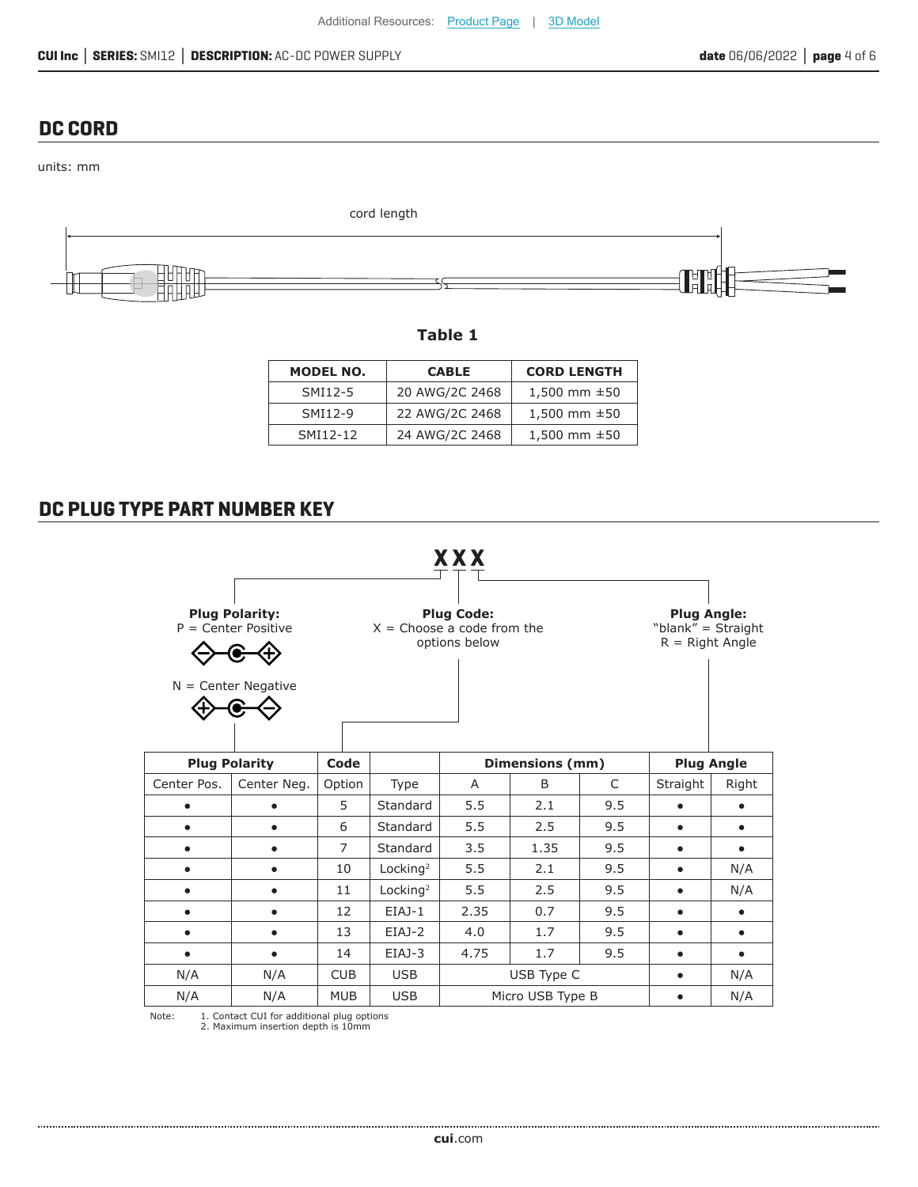## DC CORD

units: mm

cord length

**Table 1**

| MODEL NO. | CABLE | CORD LENGTH |
|---|---|---|
| SMI12-5 | 20 AWG/2C 2468 | 1,500 mm ±50 |
| SMI12-9 | 22 AWG/2C 2468 | 1,500 mm ±50 |
| SMI12-12 | 24 AWG/2C 2468 | 1,500 mm ±50 |

## DC PLUG TYPE PART NUMBER KEY

**X X X**

**Plug Polarity:**
P = Center Positive

N = Center Negative

**Plug Code:**
X = Choose a code from the options below

**Plug Angle:**
"blank" = Straight
R = Right Angle

| Plug Polarity | | Code | | Dimensions (mm) | | | Plug Angle | |
|---|---|---|---|---|---|---|---|---|
| Center Pos. | Center Neg. | Option | Type | A | B | C | Straight | Right |
| • | • | 5 | Standard | 5.5 | 2.1 | 9.5 | • | • |
| • | • | 6 | Standard | 5.5 | 2.5 | 9.5 | • | • |
| • | • | 7 | Standard | 3.5 | 1.35 | 9.5 | • | • |
| • | • | 10 | Locking[2] | 5.5 | 2.1 | 9.5 | • | N/A |
| • | • | 11 | Locking[2] | 5.5 | 2.5 | 9.5 | • | N/A |
| • | • | 12 | EIAJ-1 | 2.35 | 0.7 | 9.5 | • | • |
| • | • | 13 | EIAJ-2 | 4.0 | 1.7 | 9.5 | • | • |
| • | • | 14 | EIAJ-3 | 4.75 | 1.7 | 9.5 | • | • |
| N/A | N/A | CUB | USB | USB Type C | | | • | N/A |
| N/A | N/A | MUB | USB | Micro USB Type B | | | • | N/A |

Note: 1. Contact CUI for additional plug options
2. Maximum insertion depth is 10mm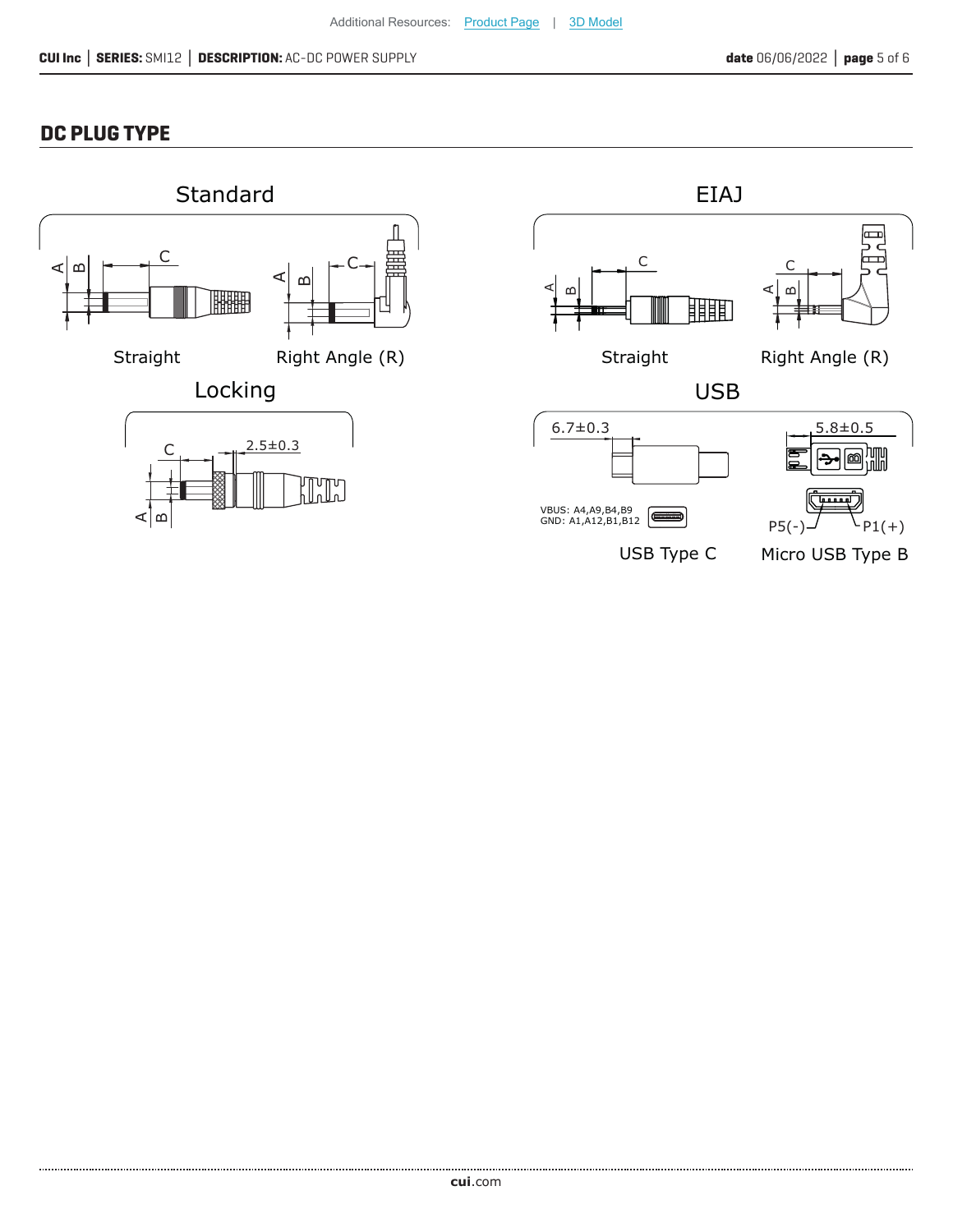## DC PLUG TYPE

### Standard

Straight

Right Angle (R)

### EIAJ

Straight

Right Angle (R)

### Locking

2.5±0.3

### USB

6.7±0.3

VBUS: A4,A9,B4,B9
GND: A1,A12,B1,B12

USB Type C

5.8±0.5

P5(-) P1(+)

Micro USB Type B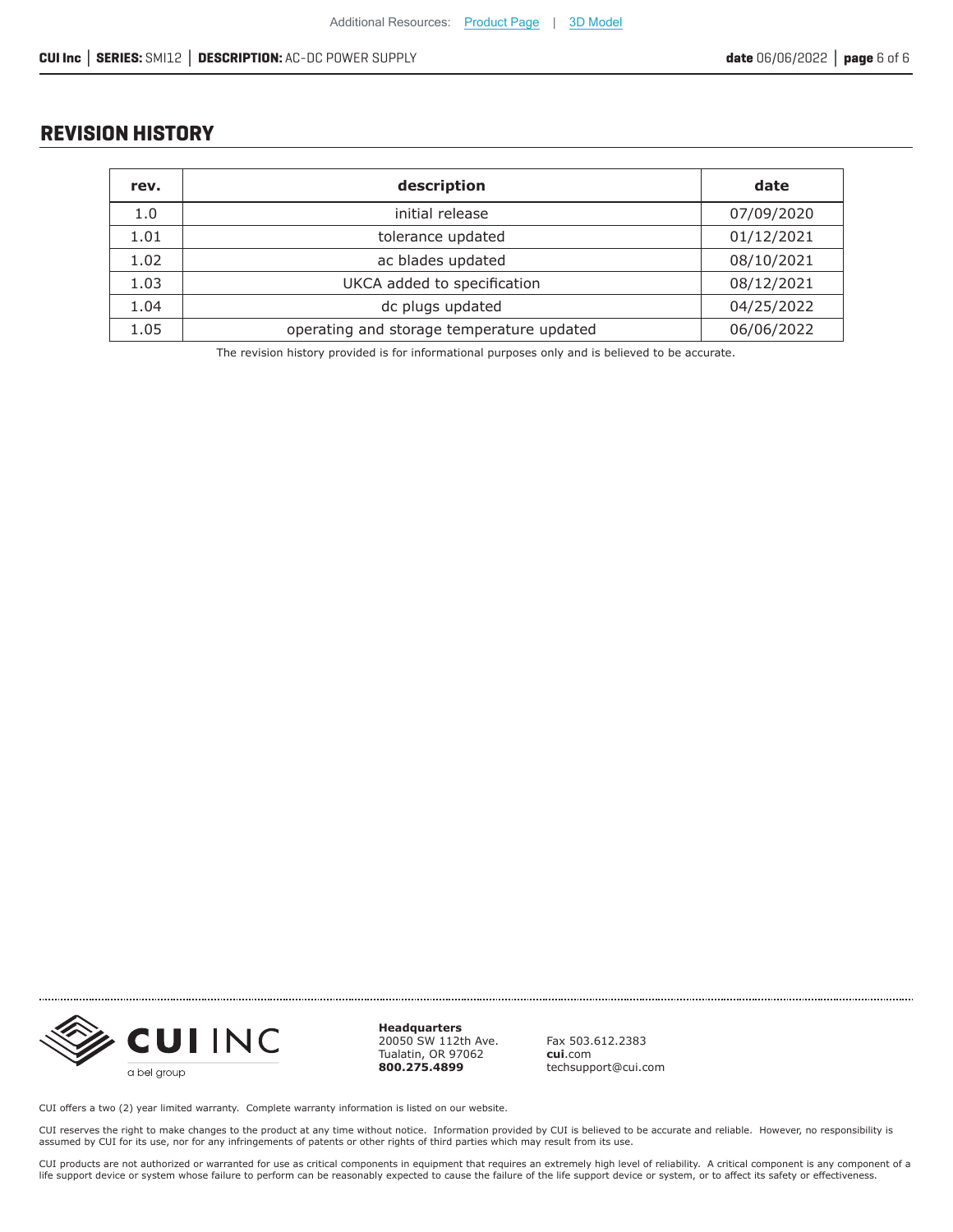## REVISION HISTORY

| rev. | description | date |
| --- | --- | --- |
| 1.0 | initial release | 07/09/2020 |
| 1.01 | tolerance updated | 01/12/2021 |
| 1.02 | ac blades updated | 08/10/2021 |
| 1.03 | UKCA added to specification | 08/12/2021 |
| 1.04 | dc plugs updated | 04/25/2022 |
| 1.05 | operating and storage temperature updated | 06/06/2022 |

The revision history provided is for informational purposes only and is believed to be accurate.

CUI INC
a bel group

**Headquarters**
20050 SW 112th Ave.
Tualatin, OR 97062
**800.275.4899**

Fax 503.612.2383
**cui**.com
techsupport@cui.com

CUI offers a two (2) year limited warranty. Complete warranty information is listed on our website.

CUI reserves the right to make changes to the product at any time without notice. Information provided by CUI is believed to be accurate and reliable. However, no responsibility is assumed by CUI for its use, nor for any infringements of patents or other rights of third parties which may result from its use.

CUI products are not authorized or warranted for use as critical components in equipment that requires an extremely high level of reliability. A critical component is any component of a life support device or system whose failure to perform can be reasonably expected to cause the failure of the life support device or system, or to affect its safety or effectiveness.